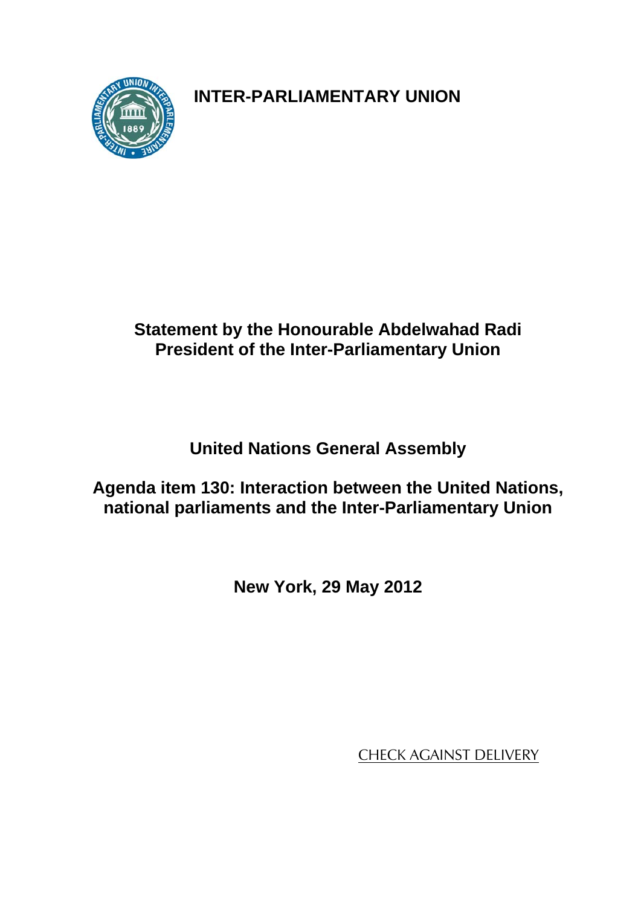# INTER-PARLIAMENTARY UNION

## Statement by the Honourable Abdelwahad Radi
## President of the Inter-Parliamentary Union

## United Nations General Assembly

## Agenda item 130: Interaction between the United Nations, national parliaments and the Inter-Parliamentary Union

**New York, 29 May 2012**

CHECK AGAINST DELIVERY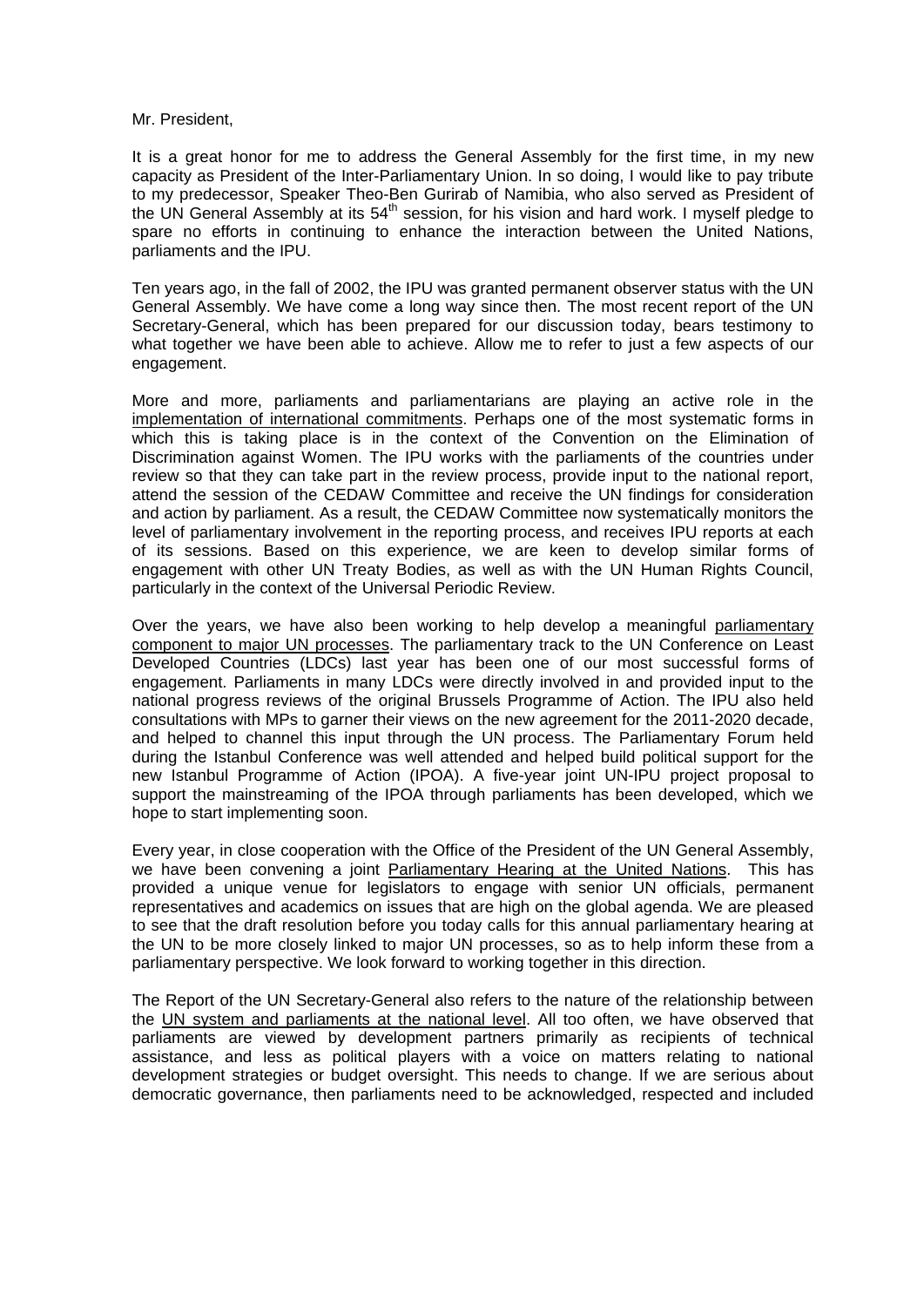Mr. President,

It is a great honor for me to address the General Assembly for the first time, in my new capacity as President of the Inter-Parliamentary Union. In so doing, I would like to pay tribute to my predecessor, Speaker Theo-Ben Gurirab of Namibia, who also served as President of the UN General Assembly at its 54th session, for his vision and hard work. I myself pledge to spare no efforts in continuing to enhance the interaction between the United Nations, parliaments and the IPU.

Ten years ago, in the fall of 2002, the IPU was granted permanent observer status with the UN General Assembly. We have come a long way since then. The most recent report of the UN Secretary-General, which has been prepared for our discussion today, bears testimony to what together we have been able to achieve. Allow me to refer to just a few aspects of our engagement.

More and more, parliaments and parliamentarians are playing an active role in the implementation of international commitments. Perhaps one of the most systematic forms in which this is taking place is in the context of the Convention on the Elimination of Discrimination against Women. The IPU works with the parliaments of the countries under review so that they can take part in the review process, provide input to the national report, attend the session of the CEDAW Committee and receive the UN findings for consideration and action by parliament. As a result, the CEDAW Committee now systematically monitors the level of parliamentary involvement in the reporting process, and receives IPU reports at each of its sessions. Based on this experience, we are keen to develop similar forms of engagement with other UN Treaty Bodies, as well as with the UN Human Rights Council, particularly in the context of the Universal Periodic Review.

Over the years, we have also been working to help develop a meaningful parliamentary component to major UN processes. The parliamentary track to the UN Conference on Least Developed Countries (LDCs) last year has been one of our most successful forms of engagement. Parliaments in many LDCs were directly involved in and provided input to the national progress reviews of the original Brussels Programme of Action. The IPU also held consultations with MPs to garner their views on the new agreement for the 2011-2020 decade, and helped to channel this input through the UN process. The Parliamentary Forum held during the Istanbul Conference was well attended and helped build political support for the new Istanbul Programme of Action (IPOA). A five-year joint UN-IPU project proposal to support the mainstreaming of the IPOA through parliaments has been developed, which we hope to start implementing soon.

Every year, in close cooperation with the Office of the President of the UN General Assembly, we have been convening a joint Parliamentary Hearing at the United Nations. This has provided a unique venue for legislators to engage with senior UN officials, permanent representatives and academics on issues that are high on the global agenda. We are pleased to see that the draft resolution before you today calls for this annual parliamentary hearing at the UN to be more closely linked to major UN processes, so as to help inform these from a parliamentary perspective. We look forward to working together in this direction.

The Report of the UN Secretary-General also refers to the nature of the relationship between the UN system and parliaments at the national level. All too often, we have observed that parliaments are viewed by development partners primarily as recipients of technical assistance, and less as political players with a voice on matters relating to national development strategies or budget oversight. This needs to change. If we are serious about democratic governance, then parliaments need to be acknowledged, respected and included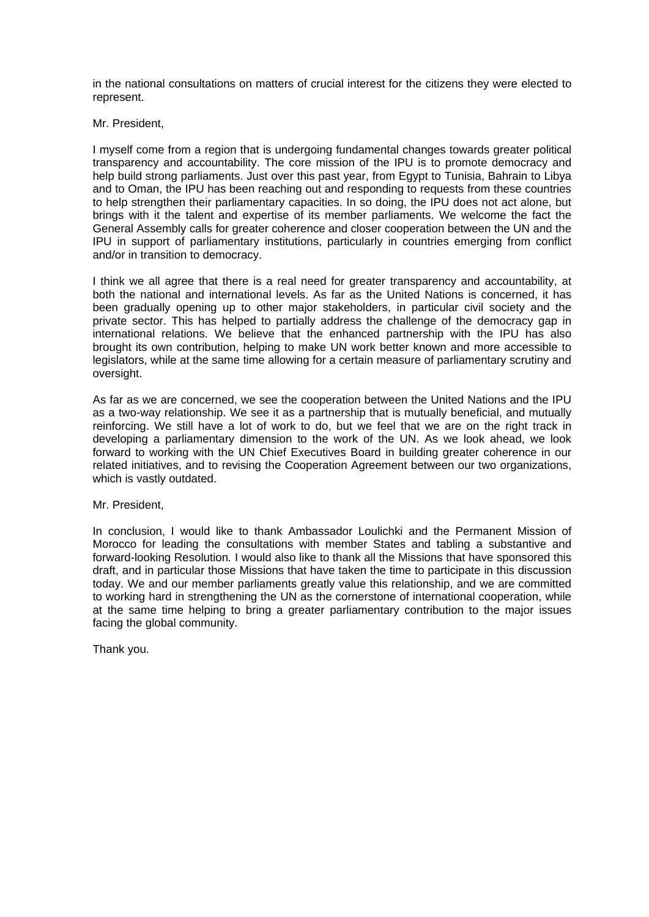in the national consultations on matters of crucial interest for the citizens they were elected to represent.

Mr. President,

I myself come from a region that is undergoing fundamental changes towards greater political transparency and accountability. The core mission of the IPU is to promote democracy and help build strong parliaments. Just over this past year, from Egypt to Tunisia, Bahrain to Libya and to Oman, the IPU has been reaching out and responding to requests from these countries to help strengthen their parliamentary capacities. In so doing, the IPU does not act alone, but brings with it the talent and expertise of its member parliaments. We welcome the fact the General Assembly calls for greater coherence and closer cooperation between the UN and the IPU in support of parliamentary institutions, particularly in countries emerging from conflict and/or in transition to democracy.

I think we all agree that there is a real need for greater transparency and accountability, at both the national and international levels. As far as the United Nations is concerned, it has been gradually opening up to other major stakeholders, in particular civil society and the private sector. This has helped to partially address the challenge of the democracy gap in international relations. We believe that the enhanced partnership with the IPU has also brought its own contribution, helping to make UN work better known and more accessible to legislators, while at the same time allowing for a certain measure of parliamentary scrutiny and oversight.

As far as we are concerned, we see the cooperation between the United Nations and the IPU as a two-way relationship. We see it as a partnership that is mutually beneficial, and mutually reinforcing. We still have a lot of work to do, but we feel that we are on the right track in developing a parliamentary dimension to the work of the UN. As we look ahead, we look forward to working with the UN Chief Executives Board in building greater coherence in our related initiatives, and to revising the Cooperation Agreement between our two organizations, which is vastly outdated.

Mr. President,

In conclusion, I would like to thank Ambassador Loulichki and the Permanent Mission of Morocco for leading the consultations with member States and tabling a substantive and forward-looking Resolution. I would also like to thank all the Missions that have sponsored this draft, and in particular those Missions that have taken the time to participate in this discussion today. We and our member parliaments greatly value this relationship, and we are committed to working hard in strengthening the UN as the cornerstone of international cooperation, while at the same time helping to bring a greater parliamentary contribution to the major issues facing the global community.

Thank you.